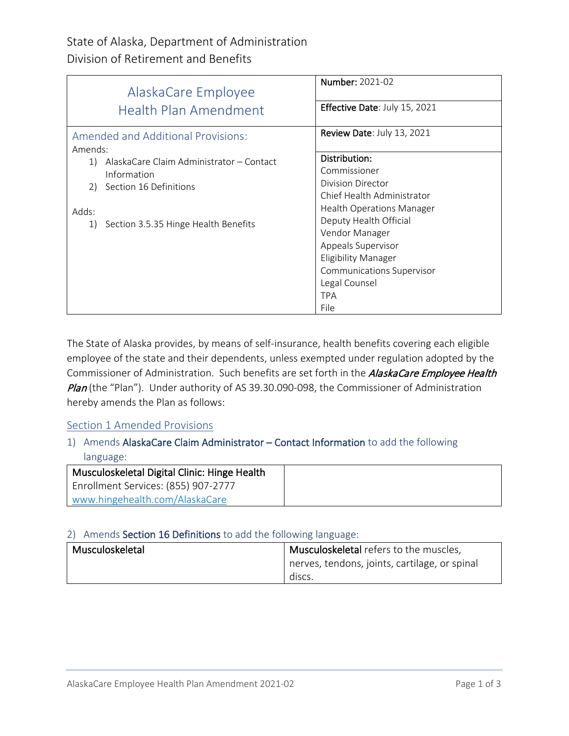State of Alaska, Department of Administration
Division of Retirement and Benefits

| AlaskaCare Employee Health Plan Amendment | **Number:** 2021-02 |
|---|---|
| | **Effective Date**: July 15, 2021 |
| **Amended and Additional Provisions:**<br>Amends:<br>1) AlaskaCare Claim Administrator – Contact Information<br>2) Section 16 Definitions<br><br>Adds:<br>1) Section 3.5.35 Hinge Health Benefits | **Review Date**: July 13, 2021<br><br>**Distribution:**<br>Commissioner<br>Division Director<br>Chief Health Administrator<br>Health Operations Manager<br>Deputy Health Official<br>Vendor Manager<br>Appeals Supervisor<br>Eligibility Manager<br>Communications Supervisor<br>Legal Counsel<br>TPA<br>File |

The State of Alaska provides, by means of self-insurance, health benefits covering each eligible employee of the state and their dependents, unless exempted under regulation adopted by the Commissioner of Administration. Such benefits are set forth in the *AlaskaCare Employee Health Plan* (the "Plan"). Under authority of AS 39.30.090-098, the Commissioner of Administration hereby amends the Plan as follows:

## Section 1 Amended Provisions

1) Amends **AlaskaCare Claim Administrator – Contact Information** to add the following language:

| **Musculoskeletal Digital Clinic: Hinge Health**<br>Enrollment Services: (855) 907-2777<br>www.hingehealth.com/AlaskaCare | |
|---|---|

2) Amends **Section 16 Definitions** to add the following language:

| **Musculoskeletal** | **Musculoskeletal** refers to the muscles, nerves, tendons, joints, cartilage, or spinal discs. |
|---|---|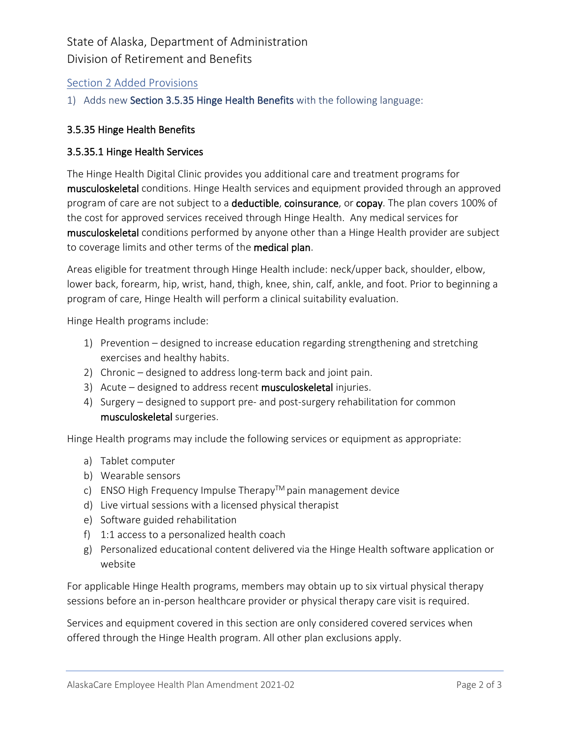State of Alaska, Department of Administration
Division of Retirement and Benefits

## Section 2 Added Provisions

1) Adds new **Section 3.5.35 Hinge Health Benefits** with the following language:

### 3.5.35 Hinge Health Benefits

#### 3.5.35.1 Hinge Health Services

The Hinge Health Digital Clinic provides you additional care and treatment programs for **musculoskeletal** conditions. Hinge Health services and equipment provided through an approved program of care are not subject to a **deductible**, **coinsurance**, or **copay**. The plan covers 100% of the cost for approved services received through Hinge Health. Any medical services for **musculoskeletal** conditions performed by anyone other than a Hinge Health provider are subject to coverage limits and other terms of the **medical plan**.

Areas eligible for treatment through Hinge Health include: neck/upper back, shoulder, elbow, lower back, forearm, hip, wrist, hand, thigh, knee, shin, calf, ankle, and foot. Prior to beginning a program of care, Hinge Health will perform a clinical suitability evaluation.

Hinge Health programs include:

1) Prevention – designed to increase education regarding strengthening and stretching exercises and healthy habits.
2) Chronic – designed to address long-term back and joint pain.
3) Acute – designed to address recent **musculoskeletal** injuries.
4) Surgery – designed to support pre- and post-surgery rehabilitation for common **musculoskeletal** surgeries.

Hinge Health programs may include the following services or equipment as appropriate:

a) Tablet computer
b) Wearable sensors
c) ENSO High Frequency Impulse Therapy™ pain management device
d) Live virtual sessions with a licensed physical therapist
e) Software guided rehabilitation
f) 1:1 access to a personalized health coach
g) Personalized educational content delivered via the Hinge Health software application or website

For applicable Hinge Health programs, members may obtain up to six virtual physical therapy sessions before an in-person healthcare provider or physical therapy care visit is required.

Services and equipment covered in this section are only considered covered services when offered through the Hinge Health program. All other plan exclusions apply.

AlaskaCare Employee Health Plan Amendment 2021-02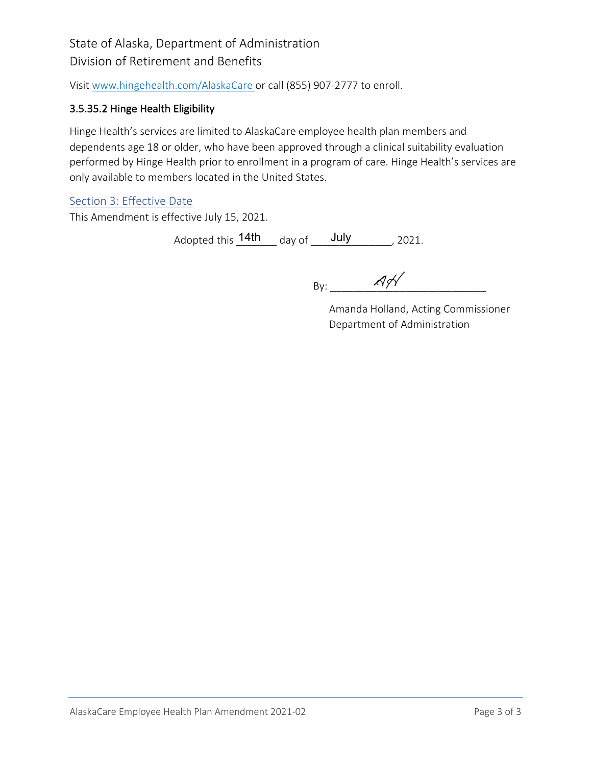State of Alaska, Department of Administration
Division of Retirement and Benefits

Visit [www.hingehealth.com/AlaskaCare](http://www.hingehealth.com/AlaskaCare) or call (855) 907-2777 to enroll.

### 3.5.35.2 Hinge Health Eligibility

Hinge Health's services are limited to AlaskaCare employee health plan members and dependents age 18 or older, who have been approved through a clinical suitability evaluation performed by Hinge Health prior to enrollment in a program of care. Hinge Health's services are only available to members located in the United States.

## Section 3: Effective Date

This Amendment is effective July 15, 2021.

Adopted this 14th day of July, 2021.

By: AH

Amanda Holland, Acting Commissioner
Department of Administration